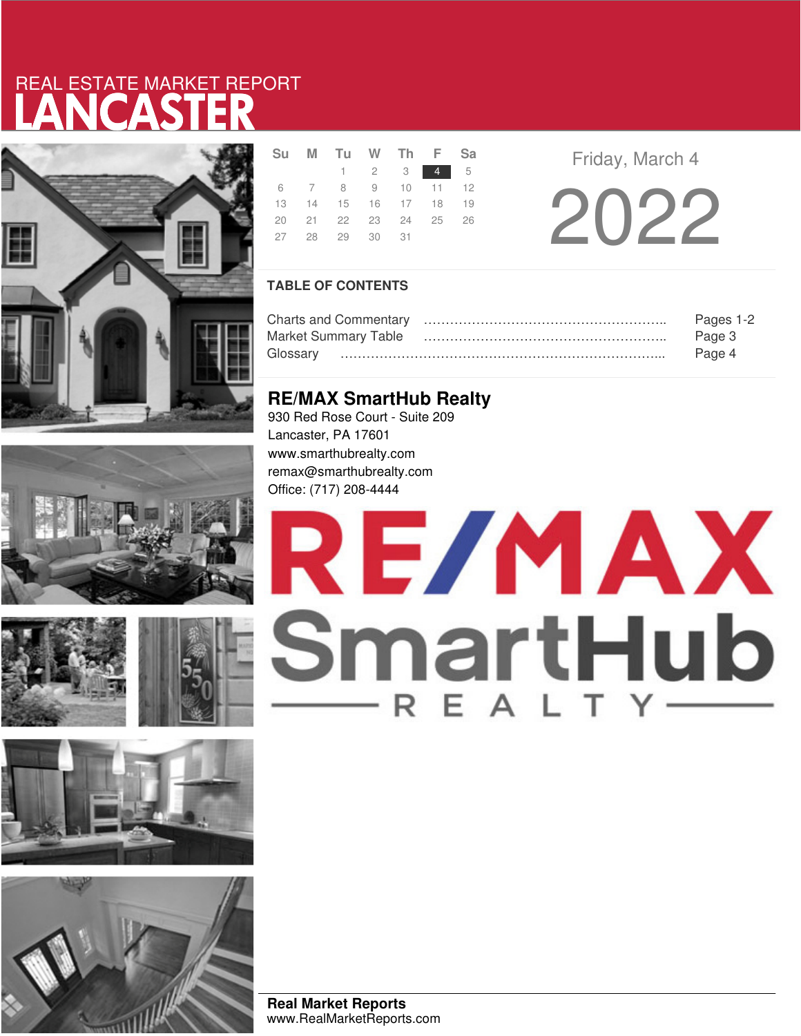REAL ESTATE MARKET REPORT

# LANCASTER

| Su | M | Tu | W | Th | F | Sa |
|---|---|---|---|---|---|---|
| | | 1 | 2 | 3 | 4 | 5 |
| 6 | 7 | 8 | 9 | 10 | 11 | 12 |
| 13 | 14 | 15 | 16 | 17 | 18 | 19 |
| 20 | 21 | 22 | 23 | 24 | 25 | 26 |
| 27 | 28 | 29 | 30 | 31 | | |

Friday, March 4

2022

## TABLE OF CONTENTS

Charts and Commentary …………………………………………………….. Pages 1-2
Market Summary Table …………………………………………………….. Page 3
Glossary ………………………………………………………………………... Page 4

## RE/MAX SmartHub Realty

930 Red Rose Court - Suite 209
Lancaster, PA 17601
www.smarthubrealty.com
remax@smarthubrealty.com
Office: (717) 208-4444

RE/MAX SmartHub REALTY

**Real Market Reports**
www.RealMarketReports.com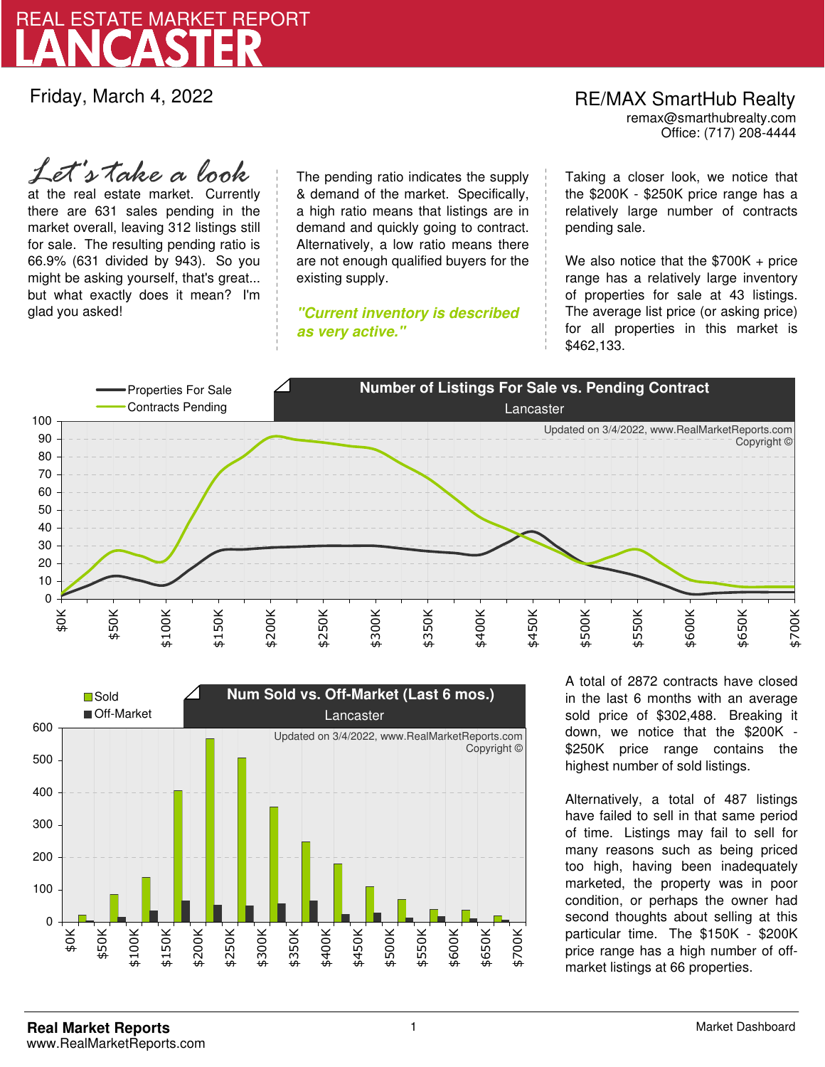# REAL ESTATE MARKET REPORT
# LANCASTER

Friday, March 4, 2022

RE/MAX SmartHub Realty
remax@smarthubrealty.com
Office: (717) 208-4444

*Let's take a look* at the real estate market. Currently there are 631 sales pending in the market overall, leaving 312 listings still for sale. The resulting pending ratio is 66.9% (631 divided by 943). So you might be asking yourself, that's great... but what exactly does it mean? I'm glad you asked!

The pending ratio indicates the supply & demand of the market. Specifically, a high ratio means that listings are in demand and quickly going to contract. Alternatively, a low ratio means there are not enough qualified buyers for the existing supply.

***"Current inventory is described as very active."***

Taking a closer look, we notice that the $200K - $250K price range has a relatively large number of contracts pending sale.

We also notice that the $700K + price range has a relatively large inventory of properties for sale at 43 listings. The average list price (or asking price) for all properties in this market is $462,133.

**Number of Listings For Sale vs. Pending Contract**
Lancaster

Properties For Sale / Contracts Pending

Updated on 3/4/2022, www.RealMarketReports.com Copyright ©

**Num Sold vs. Off-Market (Last 6 mos.)**
Lancaster

Sold / Off-Market

Updated on 3/4/2022, www.RealMarketReports.com Copyright ©

A total of 2872 contracts have closed in the last 6 months with an average sold price of $302,488. Breaking it down, we notice that the $200K - $250K price range contains the highest number of sold listings.

Alternatively, a total of 487 listings have failed to sell in that same period of time. Listings may fail to sell for many reasons such as being priced too high, having been inadequately marketed, the property was in poor condition, or perhaps the owner had second thoughts about selling at this particular time. The $150K - $200K price range has a high number of off-market listings at 66 properties.

**Real Market Reports**
www.RealMarketReports.com

Market Dashboard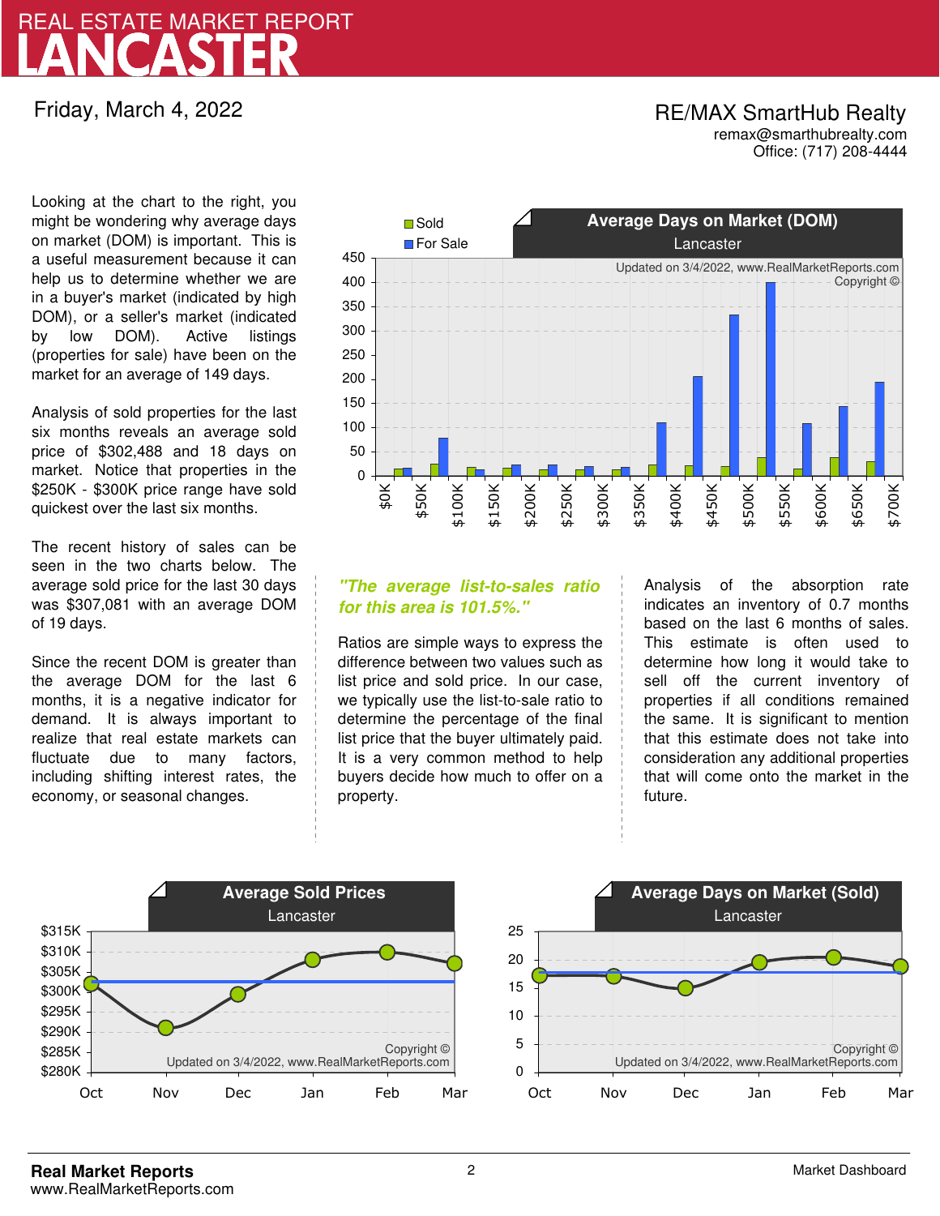# REAL ESTATE MARKET REPORT
# LANCASTER

Friday, March 4, 2022

**RE/MAX SmartHub Realty**
remax@smarthubrealty.com
Office: (717) 208-4444

Looking at the chart to the right, you might be wondering why average days on market (DOM) is important. This is a useful measurement because it can help us to determine whether we are in a buyer's market (indicated by high DOM), or a seller's market (indicated by low DOM). Active listings (properties for sale) have been on the market for an average of 149 days.

Analysis of sold properties for the last six months reveals an average sold price of $302,488 and 18 days on market. Notice that properties in the $250K - $300K price range have sold quickest over the last six months.

The recent history of sales can be seen in the two charts below. The average sold price for the last 30 days was $307,081 with an average DOM of 19 days.

Since the recent DOM is greater than the average DOM for the last 6 months, it is a negative indicator for demand. It is always important to realize that real estate markets can fluctuate due to many factors, including shifting interest rates, the economy, or seasonal changes.

**Average Days on Market (DOM)**
Lancaster

*"The average list-to-sales ratio for this area is 101.5%."*

Ratios are simple ways to express the difference between two values such as list price and sold price. In our case, we typically use the list-to-sale ratio to determine the percentage of the final list price that the buyer ultimately paid. It is a very common method to help buyers decide how much to offer on a property.

Analysis of the absorption rate indicates an inventory of 0.7 months based on the last 6 months of sales. This estimate is often used to determine how long it would take to sell off the current inventory of properties if all conditions remained the same. It is significant to mention that this estimate does not take into consideration any additional properties that will come onto the market in the future.

**Average Sold Prices**
Lancaster

**Average Days on Market (Sold)**
Lancaster

**Real Market Reports**
www.RealMarketReports.com

Market Dashboard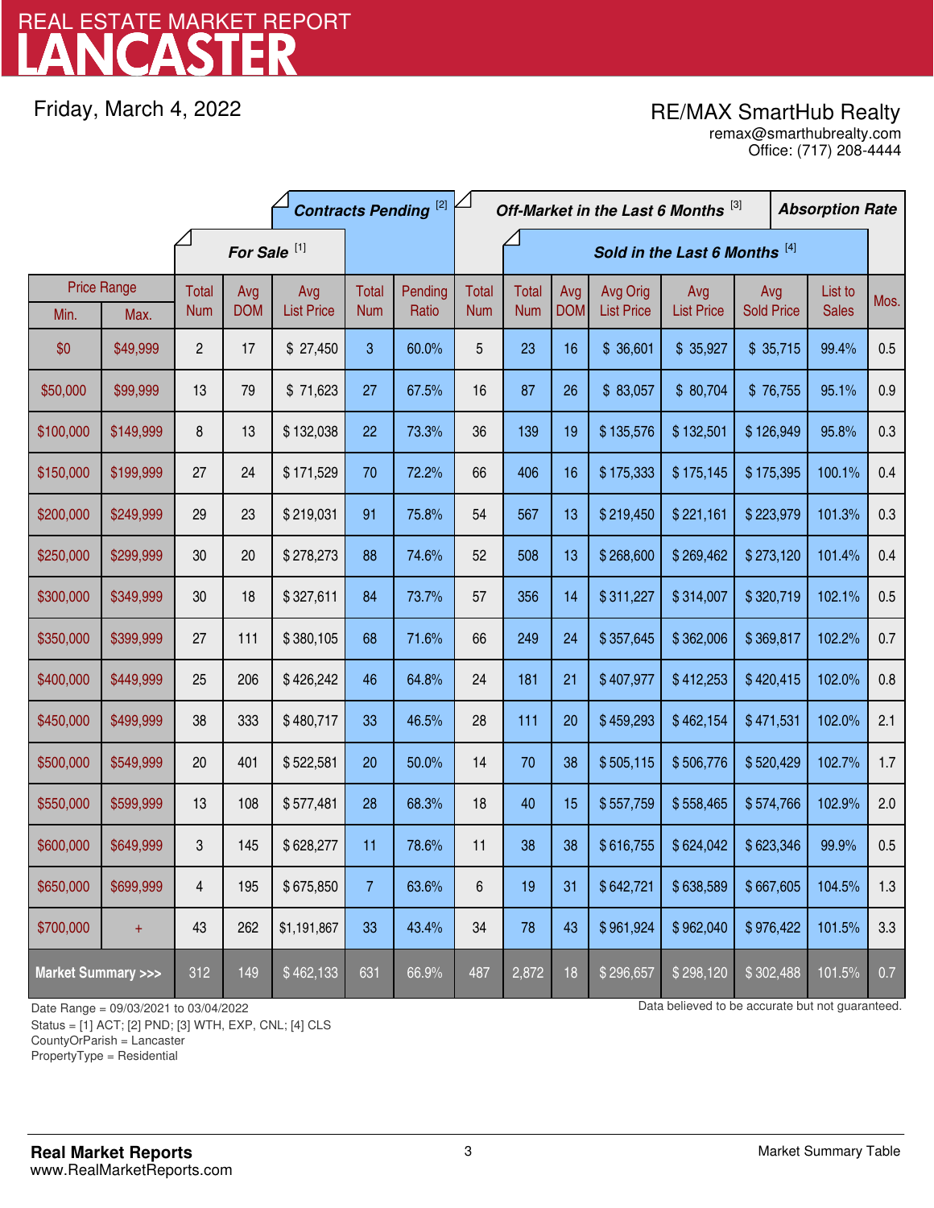# REAL ESTATE MARKET REPORT
# LANCASTER

Friday, March 4, 2022

RE/MAX SmartHub Realty
remax@smarthubrealty.com
Office: (717) 208-4444

| Price Range | | For Sale [1] | | | Contracts Pending [2] | | Off-Market in the Last 6 Months [3] | Sold in the Last 6 Months [4] | | | | | | Absorption Rate |
|---|---|---|---|---|---|---|---|---|---|---|---|---|---|---|
| Min. | Max. | Total Num | Avg DOM | Avg List Price | Total Num | Pending Ratio | Total Num | Total Num | Avg DOM | Avg Orig List Price | Avg List Price | Avg Sold Price | List to Sales | Mos. |
| $0 | $49,999 | 2 | 17 | $ 27,450 | 3 | 60.0% | 5 | 23 | 16 | $ 36,601 | $ 35,927 | $ 35,715 | 99.4% | 0.5 |
| $50,000 | $99,999 | 13 | 79 | $ 71,623 | 27 | 67.5% | 16 | 87 | 26 | $ 83,057 | $ 80,704 | $ 76,755 | 95.1% | 0.9 |
| $100,000 | $149,999 | 8 | 13 | $ 132,038 | 22 | 73.3% | 36 | 139 | 19 | $ 135,576 | $ 132,501 | $ 126,949 | 95.8% | 0.3 |
| $150,000 | $199,999 | 27 | 24 | $ 171,529 | 70 | 72.2% | 66 | 406 | 16 | $ 175,333 | $ 175,145 | $ 175,395 | 100.1% | 0.4 |
| $200,000 | $249,999 | 29 | 23 | $ 219,031 | 91 | 75.8% | 54 | 567 | 13 | $ 219,450 | $ 221,161 | $ 223,979 | 101.3% | 0.3 |
| $250,000 | $299,999 | 30 | 20 | $ 278,273 | 88 | 74.6% | 52 | 508 | 13 | $ 268,600 | $ 269,462 | $ 273,120 | 101.4% | 0.4 |
| $300,000 | $349,999 | 30 | 18 | $ 327,611 | 84 | 73.7% | 57 | 356 | 14 | $ 311,227 | $ 314,007 | $ 320,719 | 102.1% | 0.5 |
| $350,000 | $399,999 | 27 | 111 | $ 380,105 | 68 | 71.6% | 66 | 249 | 24 | $ 357,645 | $ 362,006 | $ 369,817 | 102.2% | 0.7 |
| $400,000 | $449,999 | 25 | 206 | $ 426,242 | 46 | 64.8% | 24 | 181 | 21 | $ 407,977 | $ 412,253 | $ 420,415 | 102.0% | 0.8 |
| $450,000 | $499,999 | 38 | 333 | $ 480,717 | 33 | 46.5% | 28 | 111 | 20 | $ 459,293 | $ 462,154 | $ 471,531 | 102.0% | 2.1 |
| $500,000 | $549,999 | 20 | 401 | $ 522,581 | 20 | 50.0% | 14 | 70 | 38 | $ 505,115 | $ 506,776 | $ 520,429 | 102.7% | 1.7 |
| $550,000 | $599,999 | 13 | 108 | $ 577,481 | 28 | 68.3% | 18 | 40 | 15 | $ 557,759 | $ 558,465 | $ 574,766 | 102.9% | 2.0 |
| $600,000 | $649,999 | 3 | 145 | $ 628,277 | 11 | 78.6% | 11 | 38 | 38 | $ 616,755 | $ 624,042 | $ 623,346 | 99.9% | 0.5 |
| $650,000 | $699,999 | 4 | 195 | $ 675,850 | 7 | 63.6% | 6 | 19 | 31 | $ 642,721 | $ 638,589 | $ 667,605 | 104.5% | 1.3 |
| $700,000 | + | 43 | 262 | $1,191,867 | 33 | 43.4% | 34 | 78 | 43 | $ 961,924 | $ 962,040 | $ 976,422 | 101.5% | 3.3 |
| **Market Summary >>>** | | 312 | 149 | $ 462,133 | 631 | 66.9% | 487 | 2,872 | 18 | $ 296,657 | $ 298,120 | $ 302,488 | 101.5% | 0.7 |

Date Range = 09/03/2021 to 03/04/2022
Status = [1] ACT; [2] PND; [3] WTH, EXP, CNL; [4] CLS
CountyOrParish = Lancaster
PropertyType = Residential

Data believed to be accurate but not guaranteed.

**Real Market Reports**
www.RealMarketReports.com

Market Summary Table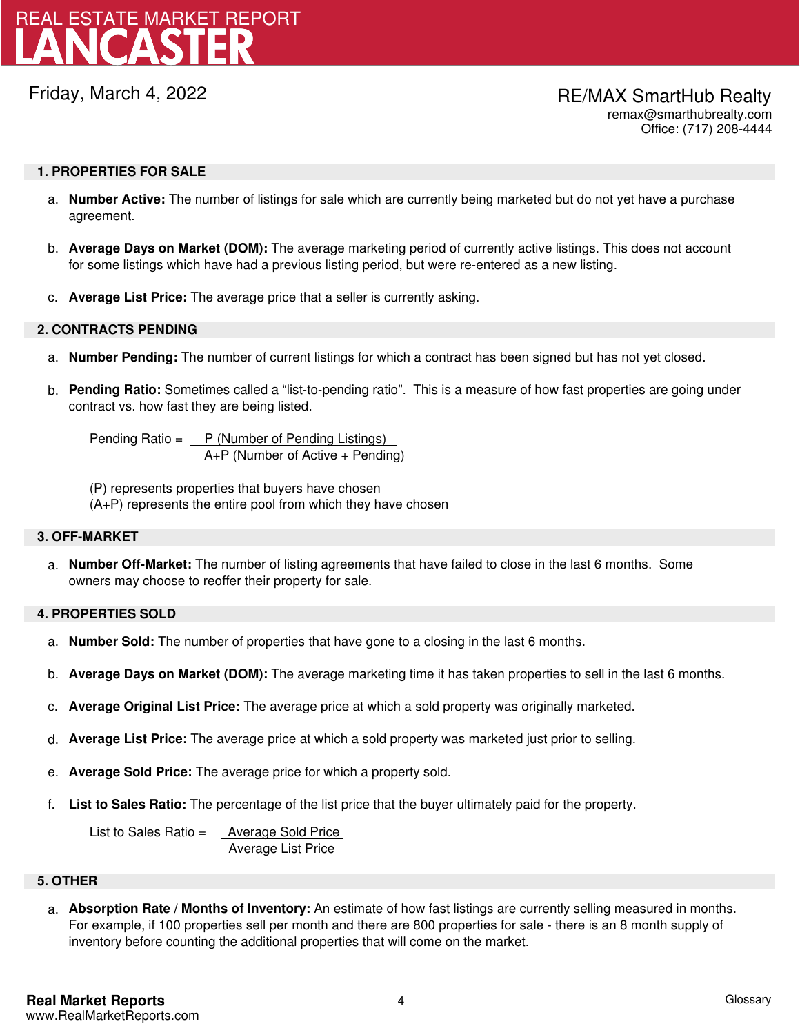# REAL ESTATE MARKET REPORT LANCASTER

Friday, March 4, 2022

RE/MAX SmartHub Realty
remax@smarthubrealty.com
Office: (717) 208-4444

## 1. PROPERTIES FOR SALE

a. **Number Active:** The number of listings for sale which are currently being marketed but do not yet have a purchase agreement.

b. **Average Days on Market (DOM):** The average marketing period of currently active listings. This does not account for some listings which have had a previous listing period, but were re-entered as a new listing.

c. **Average List Price:** The average price that a seller is currently asking.

## 2. CONTRACTS PENDING

a. **Number Pending:** The number of current listings for which a contract has been signed but has not yet closed.

b. **Pending Ratio:** Sometimes called a “list-to-pending ratio”. This is a measure of how fast properties are going under contract vs. how fast they are being listed.

$$\text{Pending Ratio} = \frac{\text{P (Number of Pending Listings)}}{\text{A+P (Number of Active + Pending)}}$$

(P) represents properties that buyers have chosen
(A+P) represents the entire pool from which they have chosen

## 3. OFF-MARKET

a. **Number Off-Market:** The number of listing agreements that have failed to close in the last 6 months. Some owners may choose to reoffer their property for sale.

## 4. PROPERTIES SOLD

a. **Number Sold:** The number of properties that have gone to a closing in the last 6 months.

b. **Average Days on Market (DOM):** The average marketing time it has taken properties to sell in the last 6 months.

c. **Average Original List Price:** The average price at which a sold property was originally marketed.

d. **Average List Price:** The average price at which a sold property was marketed just prior to selling.

e. **Average Sold Price:** The average price for which a property sold.

f. **List to Sales Ratio:** The percentage of the list price that the buyer ultimately paid for the property.

$$\text{List to Sales Ratio} = \frac{\text{Average Sold Price}}{\text{Average List Price}}$$

## 5. OTHER

a. **Absorption Rate / Months of Inventory:** An estimate of how fast listings are currently selling measured in months. For example, if 100 properties sell per month and there are 800 properties for sale - there is an 8 month supply of inventory before counting the additional properties that will come on the market.

**Real Market Reports**
www.RealMarketReports.com

Glossary